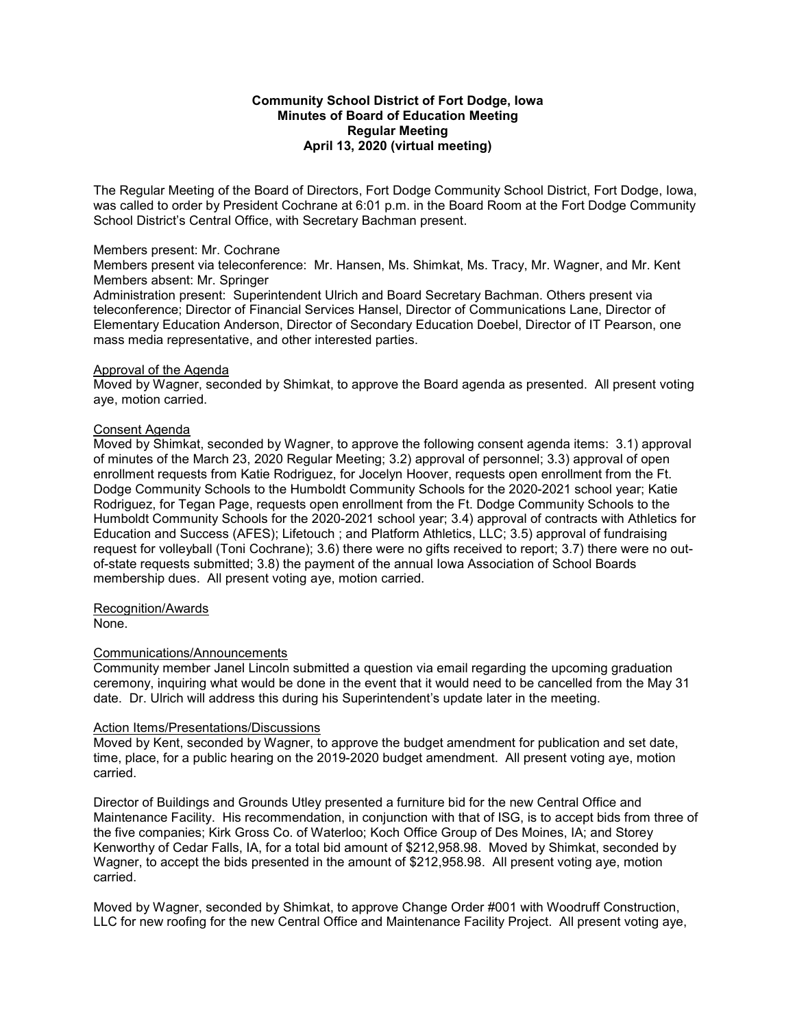**Community School District of Fort Dodge, Iowa**
**Minutes of Board of Education Meeting**
**Regular Meeting**
**April 13, 2020 (virtual meeting)**

The Regular Meeting of the Board of Directors, Fort Dodge Community School District, Fort Dodge, Iowa, was called to order by President Cochrane at 6:01 p.m. in the Board Room at the Fort Dodge Community School District's Central Office, with Secretary Bachman present.

Members present: Mr. Cochrane
Members present via teleconference: Mr. Hansen, Ms. Shimkat, Ms. Tracy, Mr. Wagner, and Mr. Kent
Members absent: Mr. Springer
Administration present: Superintendent Ulrich and Board Secretary Bachman. Others present via teleconference; Director of Financial Services Hansel, Director of Communications Lane, Director of Elementary Education Anderson, Director of Secondary Education Doebel, Director of IT Pearson, one mass media representative, and other interested parties.

Approval of the Agenda
Moved by Wagner, seconded by Shimkat, to approve the Board agenda as presented. All present voting aye, motion carried.

Consent Agenda
Moved by Shimkat, seconded by Wagner, to approve the following consent agenda items: 3.1) approval of minutes of the March 23, 2020 Regular Meeting; 3.2) approval of personnel; 3.3) approval of open enrollment requests from Katie Rodriguez, for Jocelyn Hoover, requests open enrollment from the Ft. Dodge Community Schools to the Humboldt Community Schools for the 2020-2021 school year; Katie Rodriguez, for Tegan Page, requests open enrollment from the Ft. Dodge Community Schools to the Humboldt Community Schools for the 2020-2021 school year; 3.4) approval of contracts with Athletics for Education and Success (AFES); Lifetouch ; and Platform Athletics, LLC; 3.5) approval of fundraising request for volleyball (Toni Cochrane); 3.6) there were no gifts received to report; 3.7) there were no out-of-state requests submitted; 3.8) the payment of the annual Iowa Association of School Boards membership dues. All present voting aye, motion carried.

Recognition/Awards
None.

Communications/Announcements
Community member Janel Lincoln submitted a question via email regarding the upcoming graduation ceremony, inquiring what would be done in the event that it would need to be cancelled from the May 31 date. Dr. Ulrich will address this during his Superintendent's update later in the meeting.

Action Items/Presentations/Discussions
Moved by Kent, seconded by Wagner, to approve the budget amendment for publication and set date, time, place, for a public hearing on the 2019-2020 budget amendment. All present voting aye, motion carried.

Director of Buildings and Grounds Utley presented a furniture bid for the new Central Office and Maintenance Facility. His recommendation, in conjunction with that of ISG, is to accept bids from three of the five companies; Kirk Gross Co. of Waterloo; Koch Office Group of Des Moines, IA; and Storey Kenworthy of Cedar Falls, IA, for a total bid amount of $212,958.98. Moved by Shimkat, seconded by Wagner, to accept the bids presented in the amount of $212,958.98. All present voting aye, motion carried.

Moved by Wagner, seconded by Shimkat, to approve Change Order #001 with Woodruff Construction, LLC for new roofing for the new Central Office and Maintenance Facility Project. All present voting aye,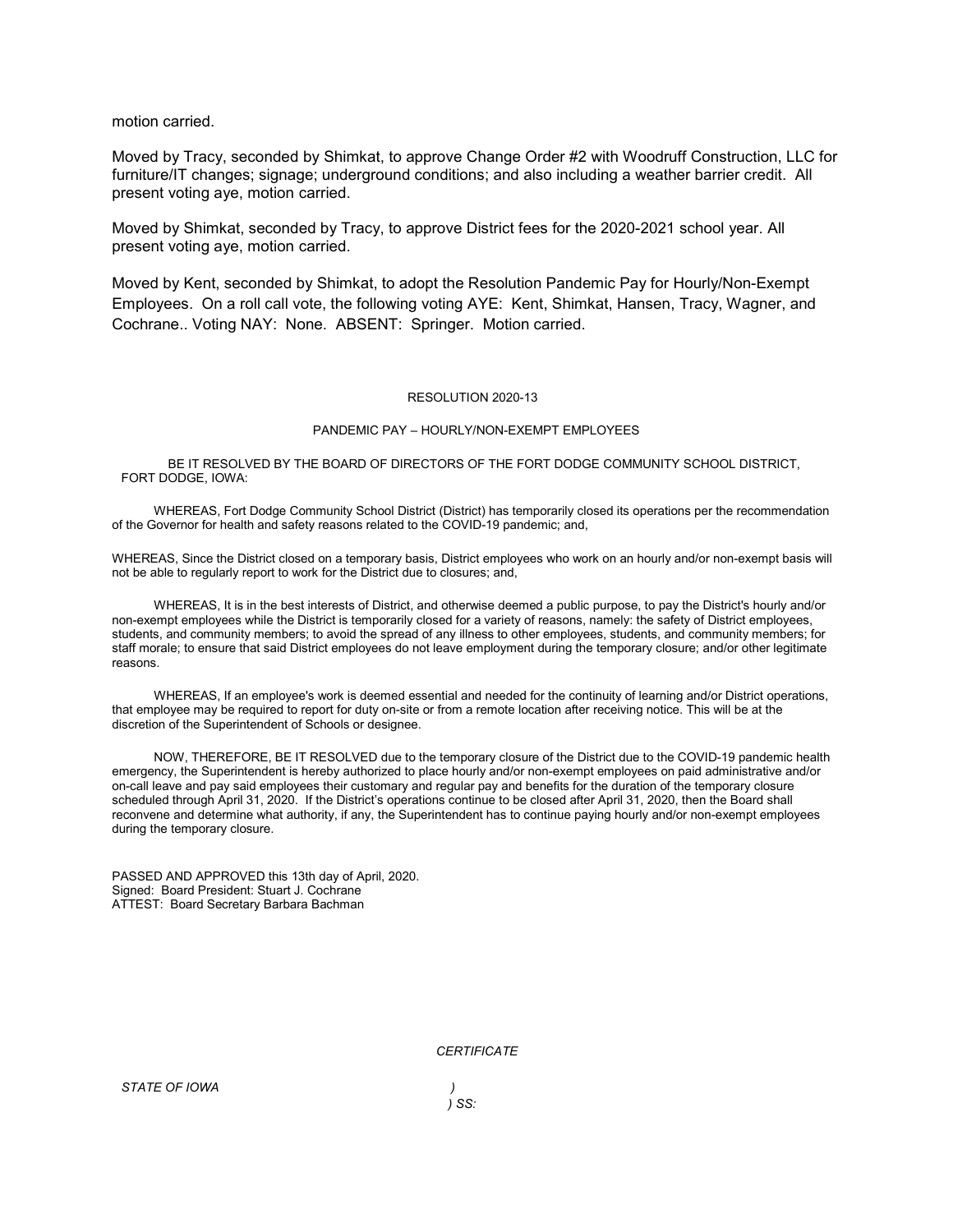motion carried.

Moved by Tracy, seconded by Shimkat, to approve Change Order #2 with Woodruff Construction, LLC for furniture/IT changes; signage; underground conditions; and also including a weather barrier credit. All present voting aye, motion carried.

Moved by Shimkat, seconded by Tracy, to approve District fees for the 2020-2021 school year. All present voting aye, motion carried.

Moved by Kent, seconded by Shimkat, to adopt the Resolution Pandemic Pay for Hourly/Non-Exempt Employees. On a roll call vote, the following voting AYE: Kent, Shimkat, Hansen, Tracy, Wagner, and Cochrane.. Voting NAY: None. ABSENT: Springer. Motion carried.

RESOLUTION 2020-13

PANDEMIC PAY – HOURLY/NON-EXEMPT EMPLOYEES

BE IT RESOLVED BY THE BOARD OF DIRECTORS OF THE FORT DODGE COMMUNITY SCHOOL DISTRICT, FORT DODGE, IOWA:

WHEREAS, Fort Dodge Community School District (District) has temporarily closed its operations per the recommendation of the Governor for health and safety reasons related to the COVID-19 pandemic; and,

WHEREAS, Since the District closed on a temporary basis, District employees who work on an hourly and/or non-exempt basis will not be able to regularly report to work for the District due to closures; and,

WHEREAS, It is in the best interests of District, and otherwise deemed a public purpose, to pay the District's hourly and/or non-exempt employees while the District is temporarily closed for a variety of reasons, namely: the safety of District employees, students, and community members; to avoid the spread of any illness to other employees, students, and community members; for staff morale; to ensure that said District employees do not leave employment during the temporary closure; and/or other legitimate reasons.

WHEREAS, If an employee's work is deemed essential and needed for the continuity of learning and/or District operations, that employee may be required to report for duty on-site or from a remote location after receiving notice. This will be at the discretion of the Superintendent of Schools or designee.

NOW, THEREFORE, BE IT RESOLVED due to the temporary closure of the District due to the COVID-19 pandemic health emergency, the Superintendent is hereby authorized to place hourly and/or non-exempt employees on paid administrative and/or on-call leave and pay said employees their customary and regular pay and benefits for the duration of the temporary closure scheduled through April 31, 2020. If the District's operations continue to be closed after April 31, 2020, then the Board shall reconvene and determine what authority, if any, the Superintendent has to continue paying hourly and/or non-exempt employees during the temporary closure.

PASSED AND APPROVED this 13th day of April, 2020.
Signed: Board President: Stuart J. Cochrane
ATTEST: Board Secretary Barbara Bachman

*CERTIFICATE*

*STATE OF IOWA* )
) *SS:*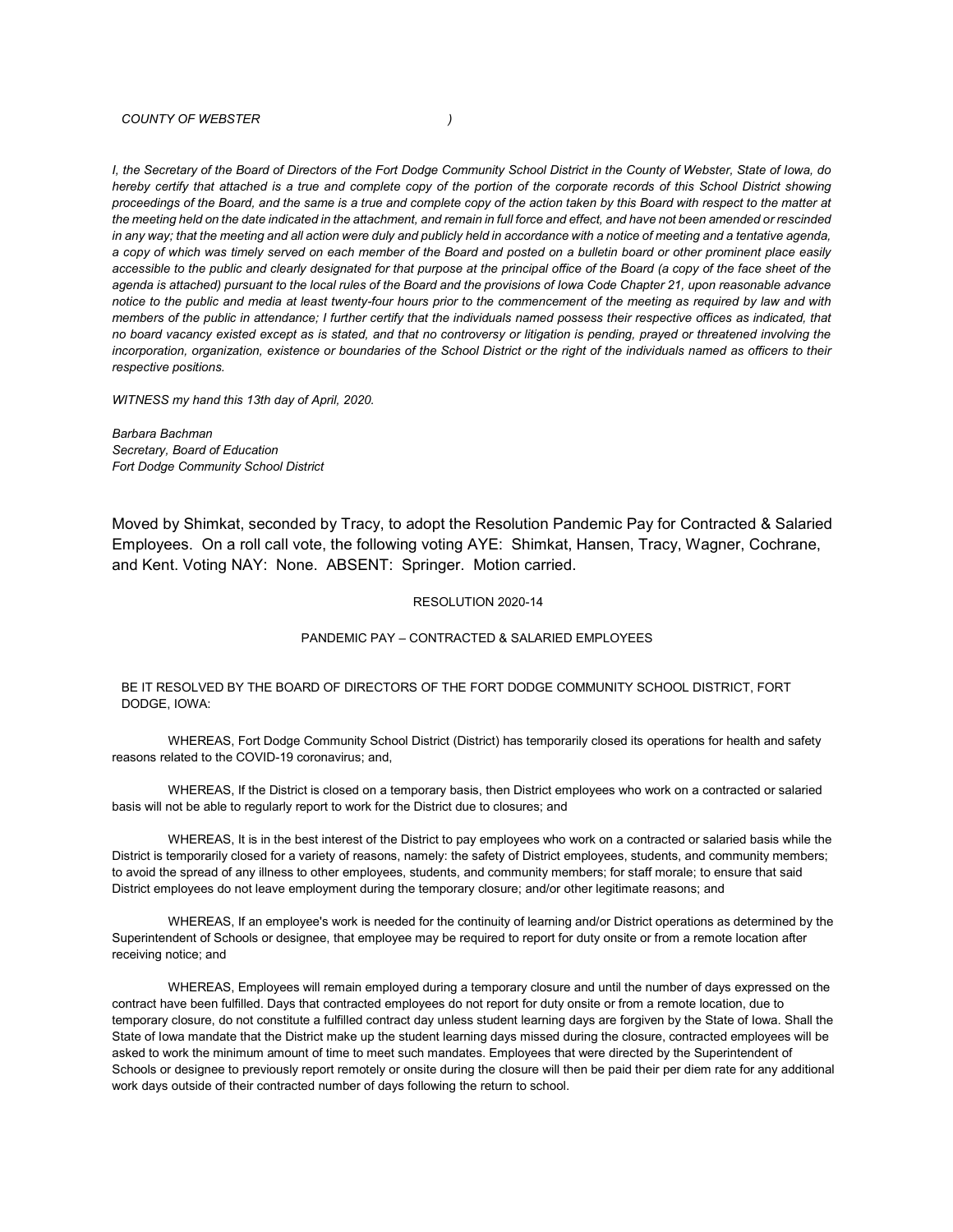*COUNTY OF WEBSTER )*

*I, the Secretary of the Board of Directors of the Fort Dodge Community School District in the County of Webster, State of Iowa, do hereby certify that attached is a true and complete copy of the portion of the corporate records of this School District showing proceedings of the Board, and the same is a true and complete copy of the action taken by this Board with respect to the matter at the meeting held on the date indicated in the attachment, and remain in full force and effect, and have not been amended or rescinded in any way; that the meeting and all action were duly and publicly held in accordance with a notice of meeting and a tentative agenda, a copy of which was timely served on each member of the Board and posted on a bulletin board or other prominent place easily accessible to the public and clearly designated for that purpose at the principal office of the Board (a copy of the face sheet of the agenda is attached) pursuant to the local rules of the Board and the provisions of Iowa Code Chapter 21, upon reasonable advance notice to the public and media at least twenty-four hours prior to the commencement of the meeting as required by law and with members of the public in attendance; I further certify that the individuals named possess their respective offices as indicated, that no board vacancy existed except as is stated, and that no controversy or litigation is pending, prayed or threatened involving the incorporation, organization, existence or boundaries of the School District or the right of the individuals named as officers to their respective positions.*

*WITNESS my hand this 13th day of April, 2020.*

*Barbara Bachman*
*Secretary, Board of Education*
*Fort Dodge Community School District*

Moved by Shimkat, seconded by Tracy, to adopt the Resolution Pandemic Pay for Contracted & Salaried Employees. On a roll call vote, the following voting AYE: Shimkat, Hansen, Tracy, Wagner, Cochrane, and Kent. Voting NAY: None. ABSENT: Springer. Motion carried.

RESOLUTION 2020-14

PANDEMIC PAY – CONTRACTED & SALARIED EMPLOYEES

BE IT RESOLVED BY THE BOARD OF DIRECTORS OF THE FORT DODGE COMMUNITY SCHOOL DISTRICT, FORT DODGE, IOWA:

WHEREAS, Fort Dodge Community School District (District) has temporarily closed its operations for health and safety reasons related to the COVID-19 coronavirus; and,

WHEREAS, If the District is closed on a temporary basis, then District employees who work on a contracted or salaried basis will not be able to regularly report to work for the District due to closures; and

WHEREAS, It is in the best interest of the District to pay employees who work on a contracted or salaried basis while the District is temporarily closed for a variety of reasons, namely: the safety of District employees, students, and community members; to avoid the spread of any illness to other employees, students, and community members; for staff morale; to ensure that said District employees do not leave employment during the temporary closure; and/or other legitimate reasons; and

WHEREAS, If an employee's work is needed for the continuity of learning and/or District operations as determined by the Superintendent of Schools or designee, that employee may be required to report for duty onsite or from a remote location after receiving notice; and

WHEREAS, Employees will remain employed during a temporary closure and until the number of days expressed on the contract have been fulfilled. Days that contracted employees do not report for duty onsite or from a remote location, due to temporary closure, do not constitute a fulfilled contract day unless student learning days are forgiven by the State of Iowa. Shall the State of Iowa mandate that the District make up the student learning days missed during the closure, contracted employees will be asked to work the minimum amount of time to meet such mandates. Employees that were directed by the Superintendent of Schools or designee to previously report remotely or onsite during the closure will then be paid their per diem rate for any additional work days outside of their contracted number of days following the return to school.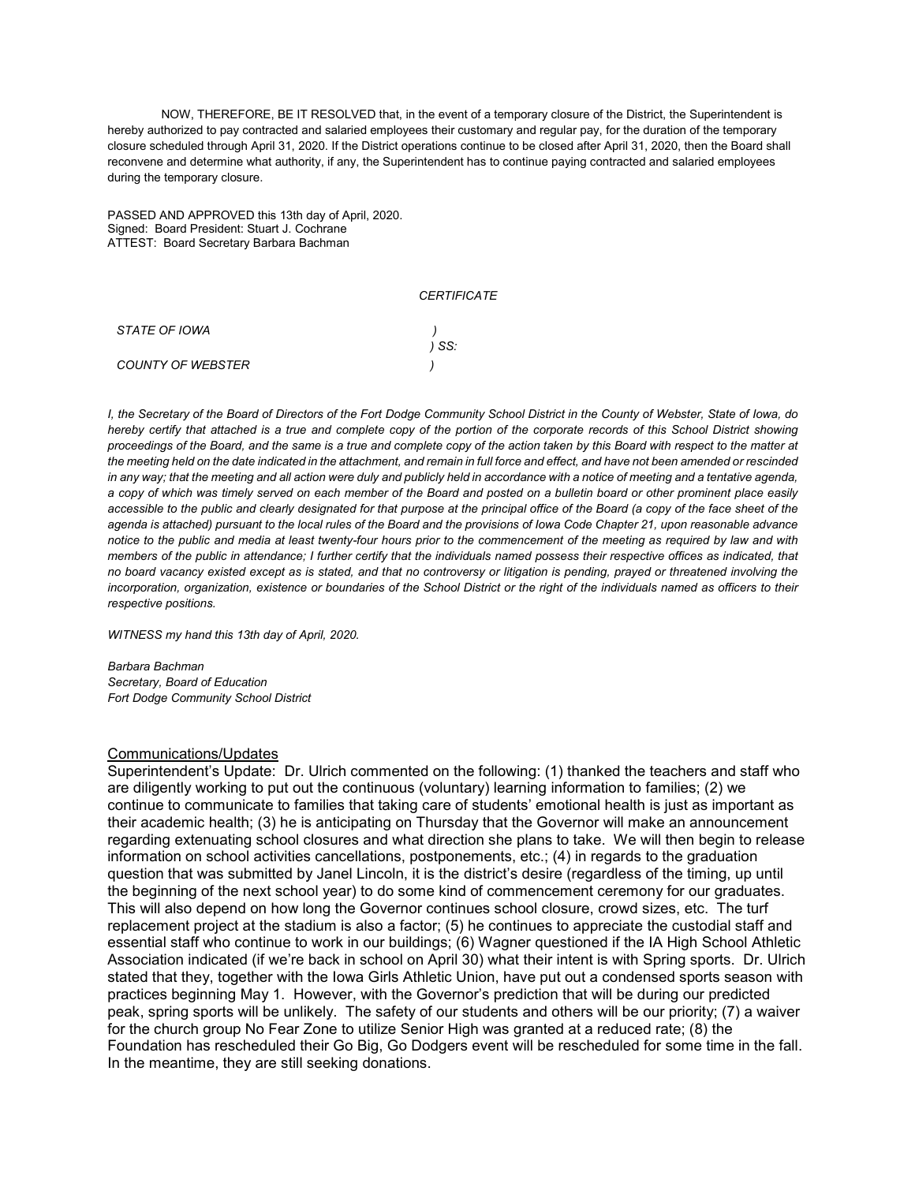NOW, THEREFORE, BE IT RESOLVED that, in the event of a temporary closure of the District, the Superintendent is hereby authorized to pay contracted and salaried employees their customary and regular pay, for the duration of the temporary closure scheduled through April 31, 2020. If the District operations continue to be closed after April 31, 2020, then the Board shall reconvene and determine what authority, if any, the Superintendent has to continue paying contracted and salaried employees during the temporary closure.

PASSED AND APPROVED this 13th day of April, 2020.
Signed: Board President: Stuart J. Cochrane
ATTEST: Board Secretary Barbara Bachman

*CERTIFICATE*

*STATE OF IOWA )*
*) SS:*
*COUNTY OF WEBSTER )*

*I, the Secretary of the Board of Directors of the Fort Dodge Community School District in the County of Webster, State of Iowa, do hereby certify that attached is a true and complete copy of the portion of the corporate records of this School District showing proceedings of the Board, and the same is a true and complete copy of the action taken by this Board with respect to the matter at the meeting held on the date indicated in the attachment, and remain in full force and effect, and have not been amended or rescinded in any way; that the meeting and all action were duly and publicly held in accordance with a notice of meeting and a tentative agenda, a copy of which was timely served on each member of the Board and posted on a bulletin board or other prominent place easily accessible to the public and clearly designated for that purpose at the principal office of the Board (a copy of the face sheet of the agenda is attached) pursuant to the local rules of the Board and the provisions of Iowa Code Chapter 21, upon reasonable advance notice to the public and media at least twenty-four hours prior to the commencement of the meeting as required by law and with members of the public in attendance; I further certify that the individuals named possess their respective offices as indicated, that no board vacancy existed except as is stated, and that no controversy or litigation is pending, prayed or threatened involving the incorporation, organization, existence or boundaries of the School District or the right of the individuals named as officers to their respective positions.*

*WITNESS my hand this 13th day of April, 2020.*

*Barbara Bachman*
*Secretary, Board of Education*
*Fort Dodge Community School District*

## Communications/Updates

Superintendent's Update: Dr. Ulrich commented on the following: (1) thanked the teachers and staff who are diligently working to put out the continuous (voluntary) learning information to families; (2) we continue to communicate to families that taking care of students' emotional health is just as important as their academic health; (3) he is anticipating on Thursday that the Governor will make an announcement regarding extenuating school closures and what direction she plans to take. We will then begin to release information on school activities cancellations, postponements, etc.; (4) in regards to the graduation question that was submitted by Janel Lincoln, it is the district's desire (regardless of the timing, up until the beginning of the next school year) to do some kind of commencement ceremony for our graduates. This will also depend on how long the Governor continues school closure, crowd sizes, etc. The turf replacement project at the stadium is also a factor; (5) he continues to appreciate the custodial staff and essential staff who continue to work in our buildings; (6) Wagner questioned if the IA High School Athletic Association indicated (if we're back in school on April 30) what their intent is with Spring sports. Dr. Ulrich stated that they, together with the Iowa Girls Athletic Union, have put out a condensed sports season with practices beginning May 1. However, with the Governor's prediction that will be during our predicted peak, spring sports will be unlikely. The safety of our students and others will be our priority; (7) a waiver for the church group No Fear Zone to utilize Senior High was granted at a reduced rate; (8) the Foundation has rescheduled their Go Big, Go Dodgers event will be rescheduled for some time in the fall. In the meantime, they are still seeking donations.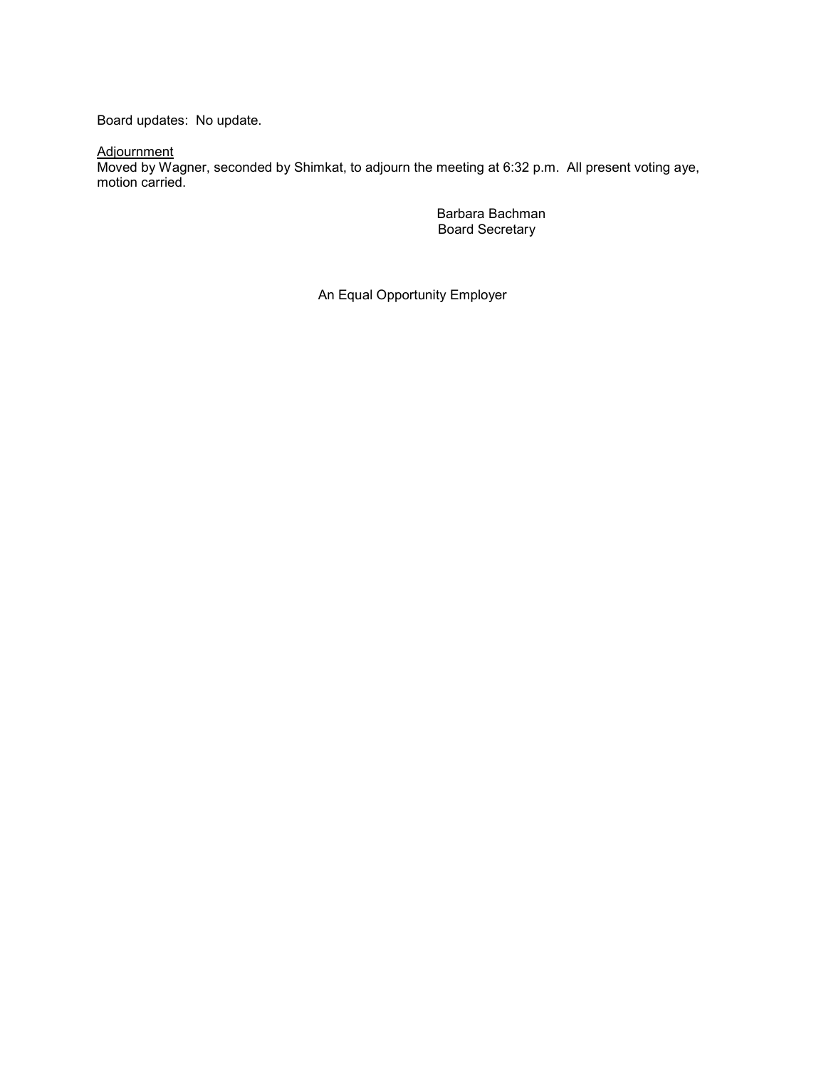Board updates:  No update.

<u>Adjournment</u>

Moved by Wagner, seconded by Shimkat, to adjourn the meeting at 6:32 p.m.  All present voting aye, motion carried.

Barbara Bachman
Board Secretary

An Equal Opportunity Employer